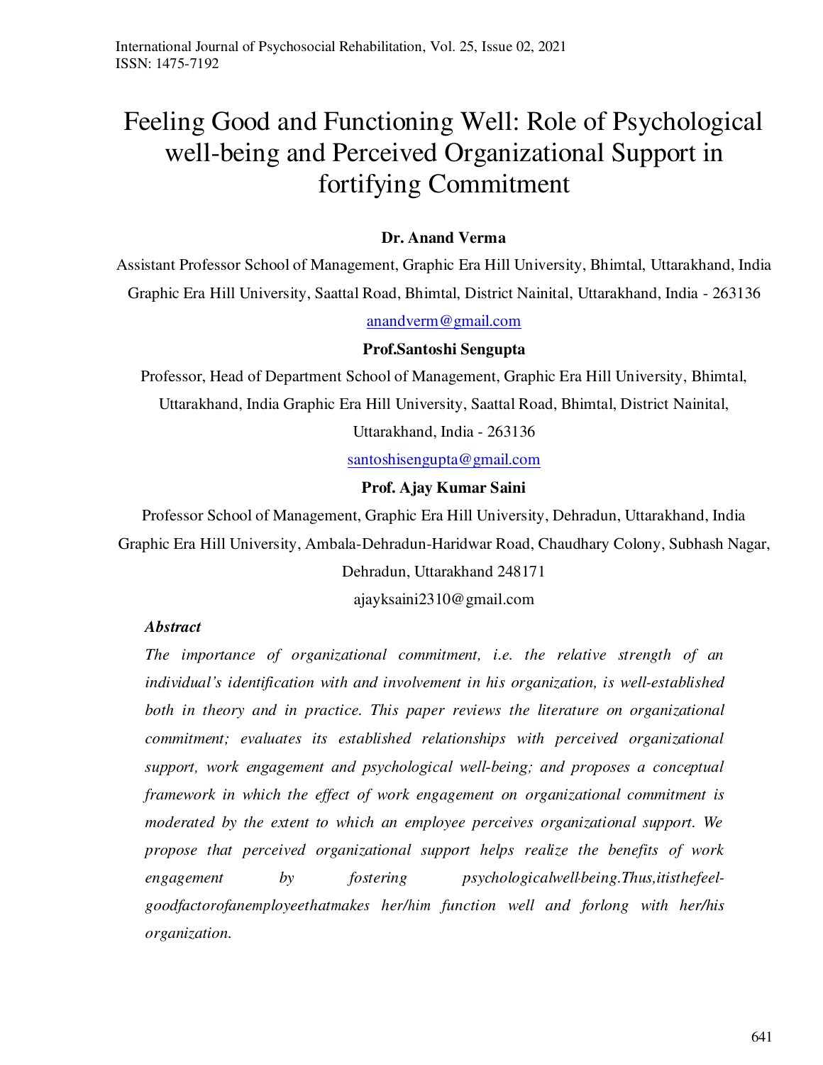# Feeling Good and Functioning Well: Role of Psychological well-being and Perceived Organizational Support in fortifying Commitment

**Dr. Anand Verma**

Assistant Professor School of Management, Graphic Era Hill University, Bhimtal, Uttarakhand, India

Graphic Era Hill University, Saattal Road, Bhimtal, District Nainital, Uttarakhand, India - 263136

anandverm@gmail.com

**Prof.Santoshi Sengupta**

Professor, Head of Department School of Management, Graphic Era Hill University, Bhimtal, Uttarakhand, India Graphic Era Hill University, Saattal Road, Bhimtal, District Nainital, Uttarakhand, India - 263136

santoshisengupta@gmail.com

**Prof. Ajay Kumar Saini**

Professor School of Management, Graphic Era Hill University, Dehradun, Uttarakhand, India

Graphic Era Hill University, Ambala-Dehradun-Haridwar Road, Chaudhary Colony, Subhash Nagar, Dehradun, Uttarakhand 248171

ajayksaini2310@gmail.com

***Abstract***

*The importance of organizational commitment, i.e. the relative strength of an individual's identification with and involvement in his organization, is well-established both in theory and in practice. This paper reviews the literature on organizational commitment; evaluates its established relationships with perceived organizational support, work engagement and psychological well-being; and proposes a conceptual framework in which the effect of work engagement on organizational commitment is moderated by the extent to which an employee perceives organizational support. We propose that perceived organizational support helps realize the benefits of work engagement by fostering psychologicalwell-being.Thus,itisthefeel-goodfactorofanemployeethatmakes her/him function well and forlong with her/his organization.*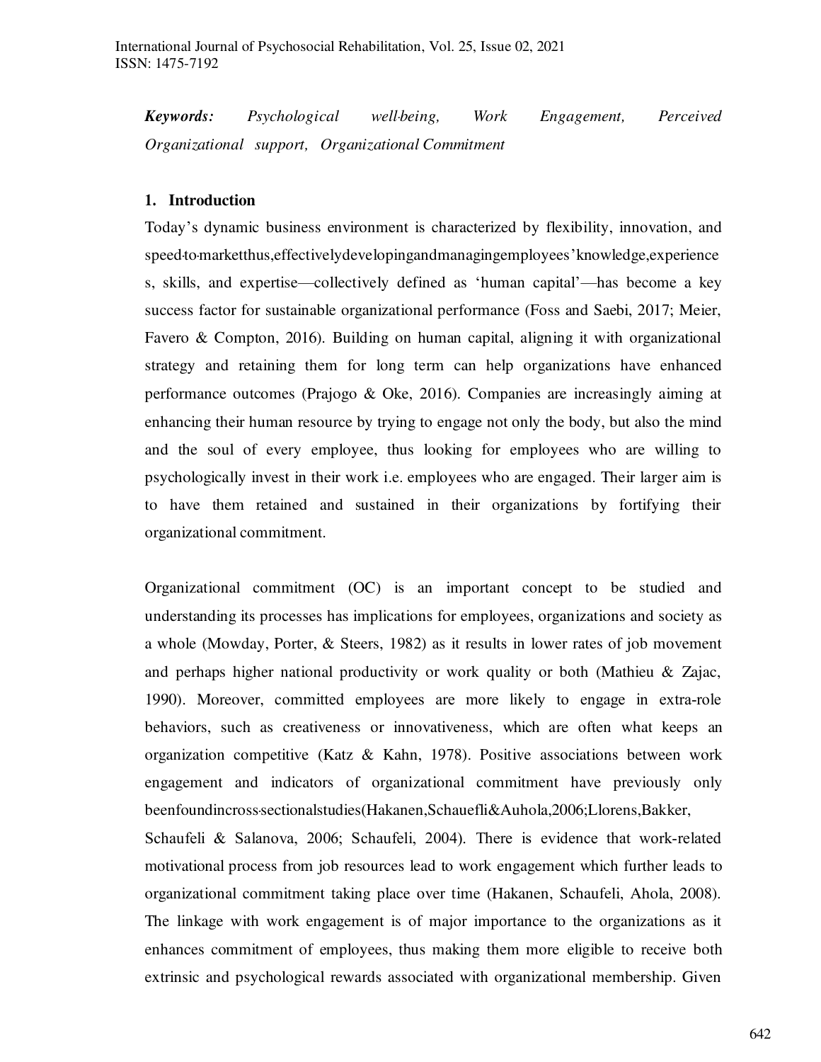***Keywords:*** *Psychological well-being, Work Engagement, Perceived Organizational support, Organizational Commitment*

## 1. Introduction

Today's dynamic business environment is characterized by flexibility, innovation, and speed-to-marketthus,effectivelydevelopingandmanagingemployees'knowledge,experiences, skills, and expertise—collectively defined as 'human capital'—has become a key success factor for sustainable organizational performance (Foss and Saebi, 2017; Meier, Favero & Compton, 2016). Building on human capital, aligning it with organizational strategy and retaining them for long term can help organizations have enhanced performance outcomes (Prajogo & Oke, 2016). Companies are increasingly aiming at enhancing their human resource by trying to engage not only the body, but also the mind and the soul of every employee, thus looking for employees who are willing to psychologically invest in their work i.e. employees who are engaged. Their larger aim is to have them retained and sustained in their organizations by fortifying their organizational commitment.

Organizational commitment (OC) is an important concept to be studied and understanding its processes has implications for employees, organizations and society as a whole (Mowday, Porter, & Steers, 1982) as it results in lower rates of job movement and perhaps higher national productivity or work quality or both (Mathieu & Zajac, 1990). Moreover, committed employees are more likely to engage in extra-role behaviors, such as creativeness or innovativeness, which are often what keeps an organization competitive (Katz & Kahn, 1978). Positive associations between work engagement and indicators of organizational commitment have previously only beenfoundincross-sectionalstudies(Hakanen,Schauefli&Auhola,2006;Llorens,Bakker, Schaufeli & Salanova, 2006; Schaufeli, 2004). There is evidence that work-related motivational process from job resources lead to work engagement which further leads to organizational commitment taking place over time (Hakanen, Schaufeli, Ahola, 2008). The linkage with work engagement is of major importance to the organizations as it enhances commitment of employees, thus making them more eligible to receive both extrinsic and psychological rewards associated with organizational membership. Given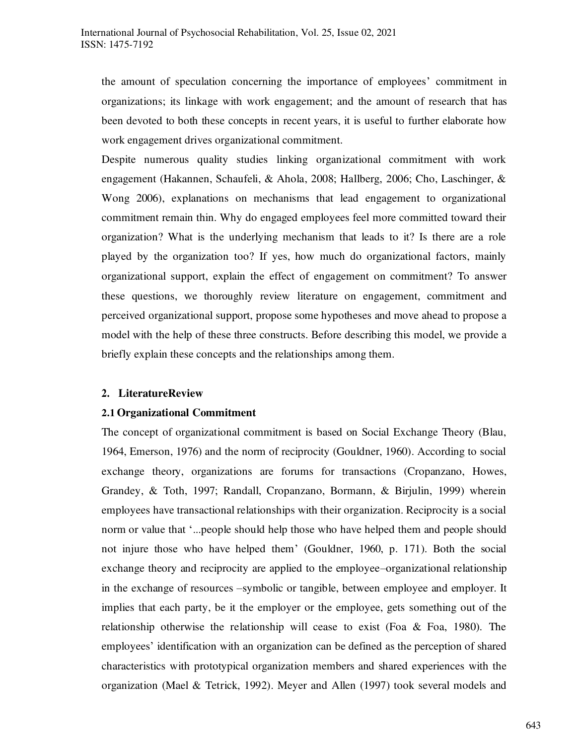the amount of speculation concerning the importance of employees' commitment in organizations; its linkage with work engagement; and the amount of research that has been devoted to both these concepts in recent years, it is useful to further elaborate how work engagement drives organizational commitment.

Despite numerous quality studies linking organizational commitment with work engagement (Hakannen, Schaufeli, & Ahola, 2008; Hallberg, 2006; Cho, Laschinger, & Wong 2006), explanations on mechanisms that lead engagement to organizational commitment remain thin. Why do engaged employees feel more committed toward their organization? What is the underlying mechanism that leads to it? Is there are a role played by the organization too? If yes, how much do organizational factors, mainly organizational support, explain the effect of engagement on commitment? To answer these questions, we thoroughly review literature on engagement, commitment and perceived organizational support, propose some hypotheses and move ahead to propose a model with the help of these three constructs. Before describing this model, we provide a briefly explain these concepts and the relationships among them.

## 2. LiteratureReview

### 2.1 Organizational Commitment

The concept of organizational commitment is based on Social Exchange Theory (Blau, 1964, Emerson, 1976) and the norm of reciprocity (Gouldner, 1960). According to social exchange theory, organizations are forums for transactions (Cropanzano, Howes, Grandey, & Toth, 1997; Randall, Cropanzano, Bormann, & Birjulin, 1999) wherein employees have transactional relationships with their organization. Reciprocity is a social norm or value that '...people should help those who have helped them and people should not injure those who have helped them' (Gouldner, 1960, p. 171). Both the social exchange theory and reciprocity are applied to the employee–organizational relationship in the exchange of resources –symbolic or tangible, between employee and employer. It implies that each party, be it the employer or the employee, gets something out of the relationship otherwise the relationship will cease to exist (Foa & Foa, 1980). The employees' identification with an organization can be defined as the perception of shared characteristics with prototypical organization members and shared experiences with the organization (Mael & Tetrick, 1992). Meyer and Allen (1997) took several models and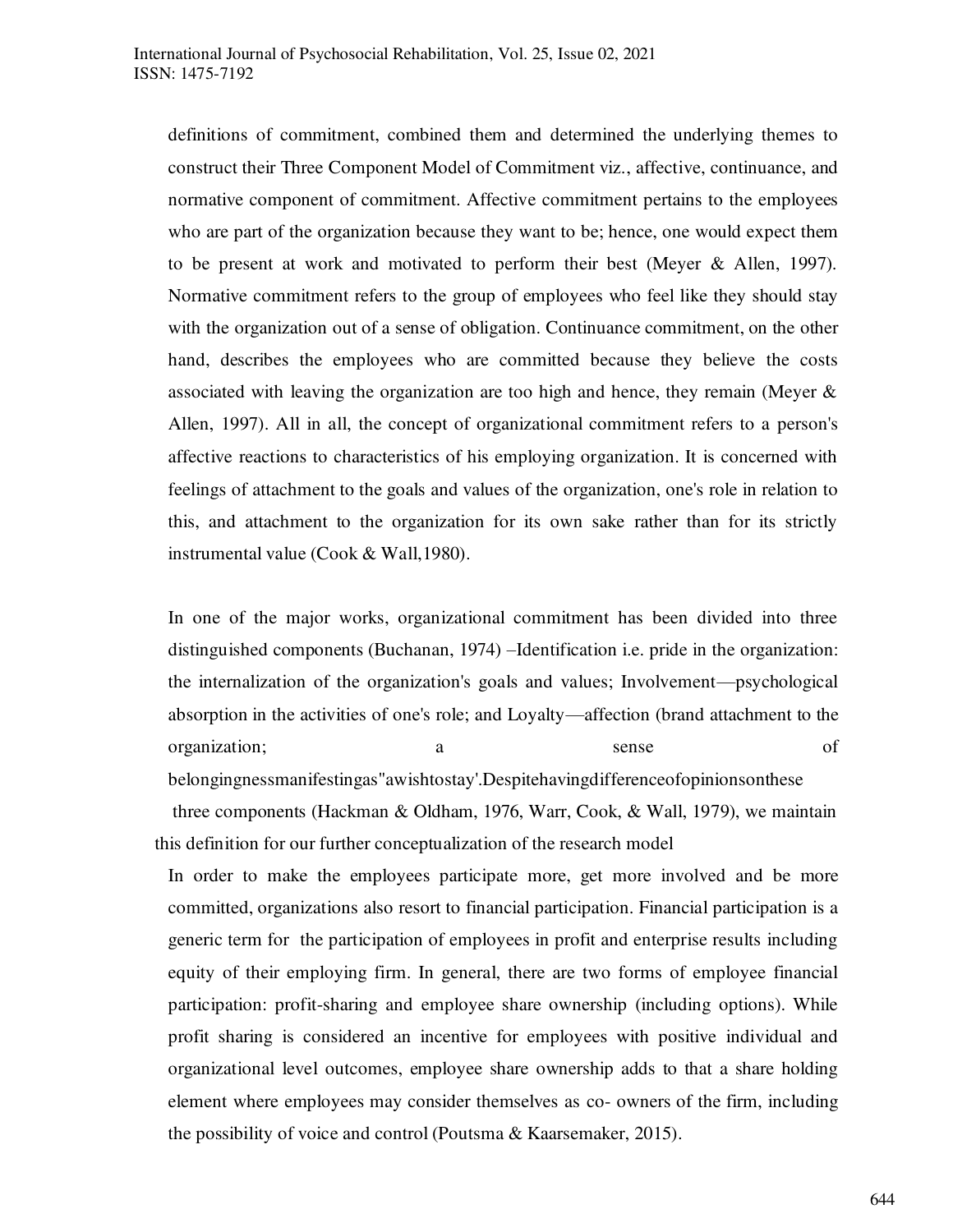definitions of commitment, combined them and determined the underlying themes to construct their Three Component Model of Commitment viz., affective, continuance, and normative component of commitment. Affective commitment pertains to the employees who are part of the organization because they want to be; hence, one would expect them to be present at work and motivated to perform their best (Meyer & Allen, 1997). Normative commitment refers to the group of employees who feel like they should stay with the organization out of a sense of obligation. Continuance commitment, on the other hand, describes the employees who are committed because they believe the costs associated with leaving the organization are too high and hence, they remain (Meyer & Allen, 1997). All in all, the concept of organizational commitment refers to a person's affective reactions to characteristics of his employing organization. It is concerned with feelings of attachment to the goals and values of the organization, one's role in relation to this, and attachment to the organization for its own sake rather than for its strictly instrumental value (Cook & Wall,1980).

In one of the major works, organizational commitment has been divided into three distinguished components (Buchanan, 1974) –Identification i.e. pride in the organization: the internalization of the organization's goals and values; Involvement—psychological absorption in the activities of one's role; and Loyalty—affection (brand attachment to the organization; a sense of belongingnessmanifestingas"awishtostay'.Despitehavingdifferenceofopinionsonthese three components (Hackman & Oldham, 1976, Warr, Cook, & Wall, 1979), we maintain this definition for our further conceptualization of the research model

In order to make the employees participate more, get more involved and be more committed, organizations also resort to financial participation. Financial participation is a generic term for the participation of employees in profit and enterprise results including equity of their employing firm. In general, there are two forms of employee financial participation: profit-sharing and employee share ownership (including options). While profit sharing is considered an incentive for employees with positive individual and organizational level outcomes, employee share ownership adds to that a share holding element where employees may consider themselves as co- owners of the firm, including the possibility of voice and control (Poutsma & Kaarsemaker, 2015).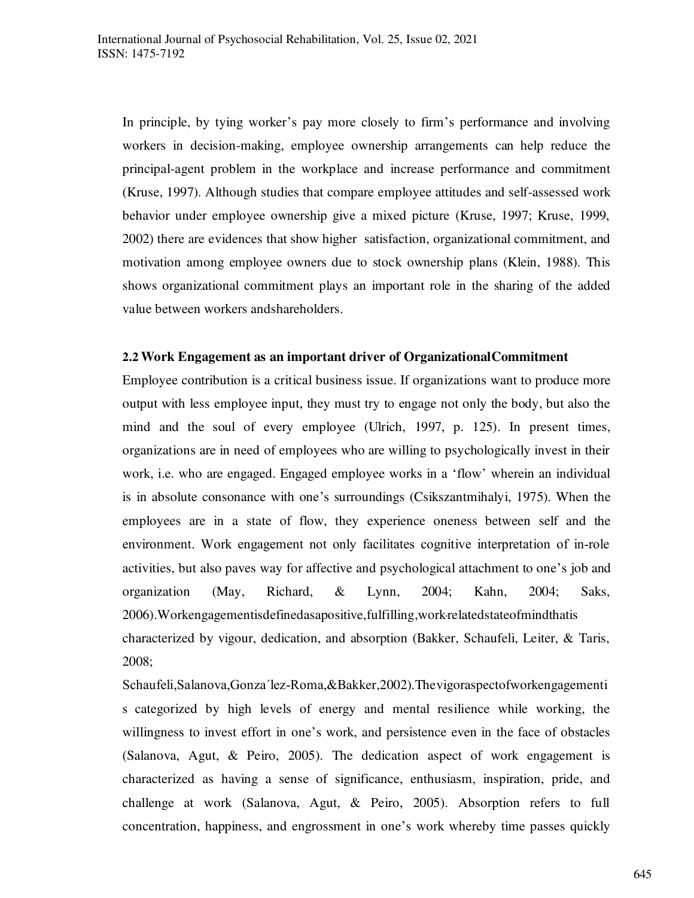In principle, by tying worker's pay more closely to firm's performance and involving workers in decision-making, employee ownership arrangements can help reduce the principal-agent problem in the workplace and increase performance and commitment (Kruse, 1997). Although studies that compare employee attitudes and self-assessed work behavior under employee ownership give a mixed picture (Kruse, 1997; Kruse, 1999, 2002) there are evidences that show higher satisfaction, organizational commitment, and motivation among employee owners due to stock ownership plans (Klein, 1988). This shows organizational commitment plays an important role in the sharing of the added value between workers andshareholders.

**2.2 Work Engagement as an important driver of OrganizationalCommitment**

Employee contribution is a critical business issue. If organizations want to produce more output with less employee input, they must try to engage not only the body, but also the mind and the soul of every employee (Ulrich, 1997, p. 125). In present times, organizations are in need of employees who are willing to psychologically invest in their work, i.e. who are engaged. Engaged employee works in a 'flow' wherein an individual is in absolute consonance with one's surroundings (Csikszantmihalyi, 1975). When the employees are in a state of flow, they experience oneness between self and the environment. Work engagement not only facilitates cognitive interpretation of in-role activities, but also paves way for affective and psychological attachment to one's job and organization (May, Richard, & Lynn, 2004; Kahn, 2004; Saks, 2006).Workengagementisdefinedasapositive,fulfilling,work-relatedstateofmindthatis characterized by vigour, dedication, and absorption (Bakker, Schaufeli, Leiter, & Taris, 2008; Schaufeli,Salanova,Gonza´lez-Roma,&Bakker,2002).Thevigoraspectofworkengagementi s categorized by high levels of energy and mental resilience while working, the willingness to invest effort in one's work, and persistence even in the face of obstacles (Salanova, Agut, & Peiro, 2005). The dedication aspect of work engagement is characterized as having a sense of significance, enthusiasm, inspiration, pride, and challenge at work (Salanova, Agut, & Peiro, 2005). Absorption refers to full concentration, happiness, and engrossment in one's work whereby time passes quickly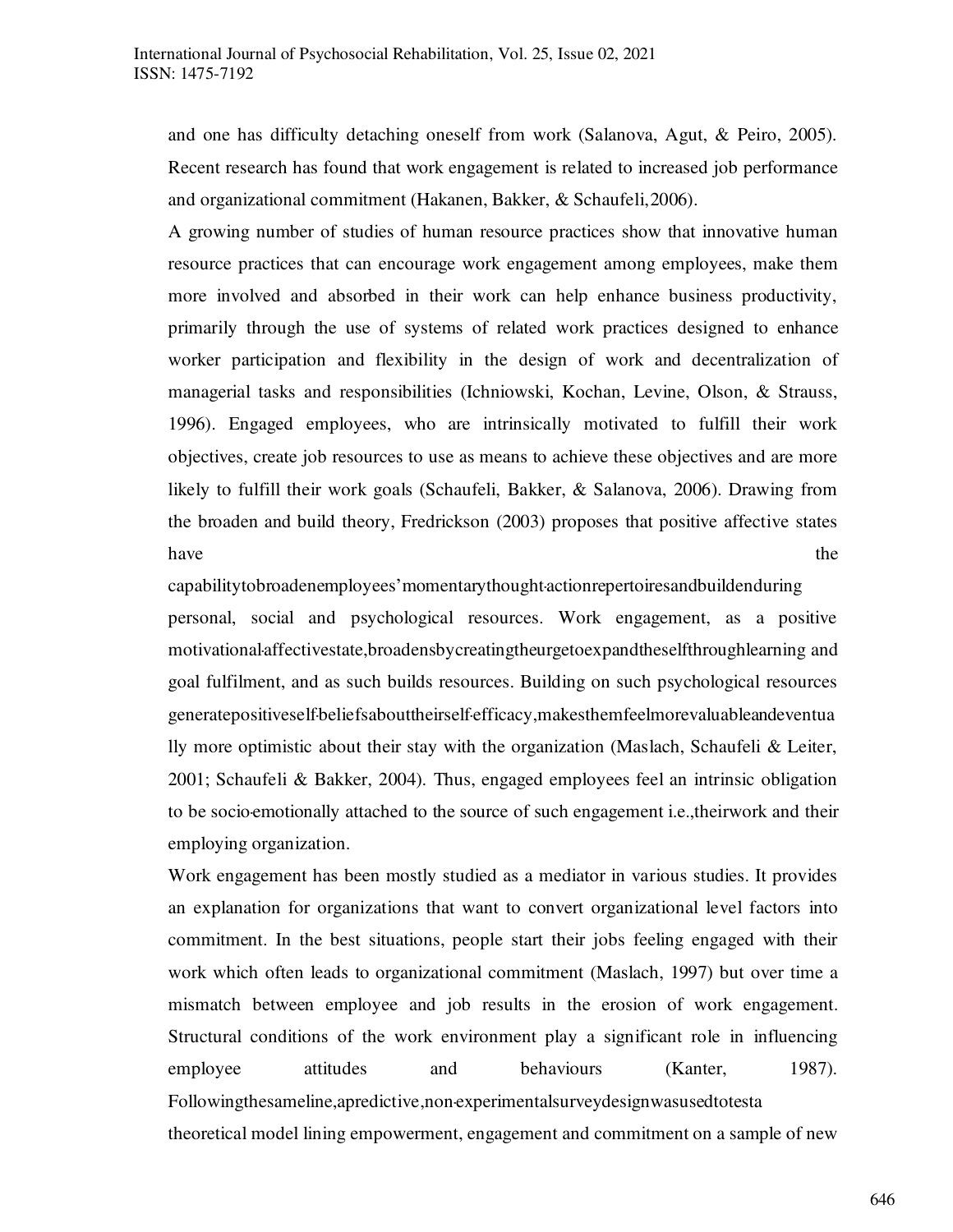and one has difficulty detaching oneself from work (Salanova, Agut, & Peiro, 2005). Recent research has found that work engagement is related to increased job performance and organizational commitment (Hakanen, Bakker, & Schaufeli, 2006).

A growing number of studies of human resource practices show that innovative human resource practices that can encourage work engagement among employees, make them more involved and absorbed in their work can help enhance business productivity, primarily through the use of systems of related work practices designed to enhance worker participation and flexibility in the design of work and decentralization of managerial tasks and responsibilities (Ichniowski, Kochan, Levine, Olson, & Strauss, 1996). Engaged employees, who are intrinsically motivated to fulfill their work objectives, create job resources to use as means to achieve these objectives and are more likely to fulfill their work goals (Schaufeli, Bakker, & Salanova, 2006). Drawing from the broaden and build theory, Fredrickson (2003) proposes that positive affective states have the capabilitytobroadenemployees'momentarythought-actionrepertoiresandbuildenduring personal, social and psychological resources. Work engagement, as a positive motivational-affectivestate,broadensbycreatingtheurgetoexpandtheselfthroughlearning and goal fulfilment, and as such builds resources. Building on such psychological resources generatepositiveself-beliefsabouttheirself-efficacy,makesthemfeelmorevaluableandeventually more optimistic about their stay with the organization (Maslach, Schaufeli & Leiter, 2001; Schaufeli & Bakker, 2004). Thus, engaged employees feel an intrinsic obligation to be socio-emotionally attached to the source of such engagement i.e.,theirwork and their employing organization.

Work engagement has been mostly studied as a mediator in various studies. It provides an explanation for organizations that want to convert organizational level factors into commitment. In the best situations, people start their jobs feeling engaged with their work which often leads to organizational commitment (Maslach, 1997) but over time a mismatch between employee and job results in the erosion of work engagement. Structural conditions of the work environment play a significant role in influencing employee attitudes and behaviours (Kanter, 1987). Followingthesameline,apredictive,non-experimentalsurveydesignwasusedtotesta theoretical model lining empowerment, engagement and commitment on a sample of new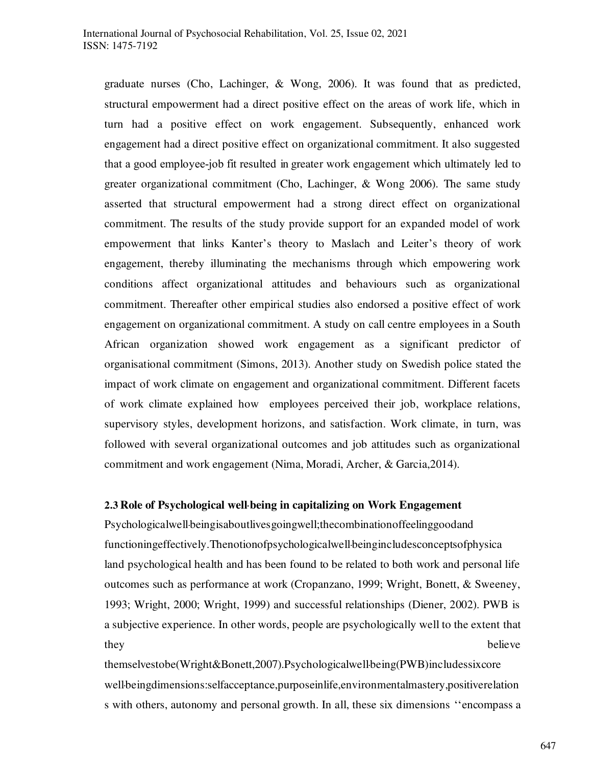graduate nurses (Cho, Lachinger, & Wong, 2006). It was found that as predicted, structural empowerment had a direct positive effect on the areas of work life, which in turn had a positive effect on work engagement. Subsequently, enhanced work engagement had a direct positive effect on organizational commitment. It also suggested that a good employee-job fit resulted in greater work engagement which ultimately led to greater organizational commitment (Cho, Lachinger, & Wong 2006). The same study asserted that structural empowerment had a strong direct effect on organizational commitment. The results of the study provide support for an expanded model of work empowerment that links Kanter's theory to Maslach and Leiter's theory of work engagement, thereby illuminating the mechanisms through which empowering work conditions affect organizational attitudes and behaviours such as organizational commitment. Thereafter other empirical studies also endorsed a positive effect of work engagement on organizational commitment. A study on call centre employees in a South African organization showed work engagement as a significant predictor of organisational commitment (Simons, 2013). Another study on Swedish police stated the impact of work climate on engagement and organizational commitment. Different facets of work climate explained how employees perceived their job, workplace relations, supervisory styles, development horizons, and satisfaction. Work climate, in turn, was followed with several organizational outcomes and job attitudes such as organizational commitment and work engagement (Nima, Moradi, Archer, & Garcia,2014).

### 2.3 Role of Psychological well-being in capitalizing on Work Engagement

Psychologicalwell-beingisaboutlivesgoingwell;thecombinationoffeelinggoodand functioningeffectively.Thenotionofpsychologicalwell-beingincludesconceptsofphysica land psychological health and has been found to be related to both work and personal life outcomes such as performance at work (Cropanzano, 1999; Wright, Bonett, & Sweeney, 1993; Wright, 2000; Wright, 1999) and successful relationships (Diener, 2002). PWB is a subjective experience. In other words, people are psychologically well to the extent that they believe themselvestobe(Wright&Bonett,2007).Psychologicalwell-being(PWB)includessixcore well-beingdimensions:selfacceptance,purposeinlife,environmentalmastery,positiverelation s with others, autonomy and personal growth. In all, these six dimensions ''encompass a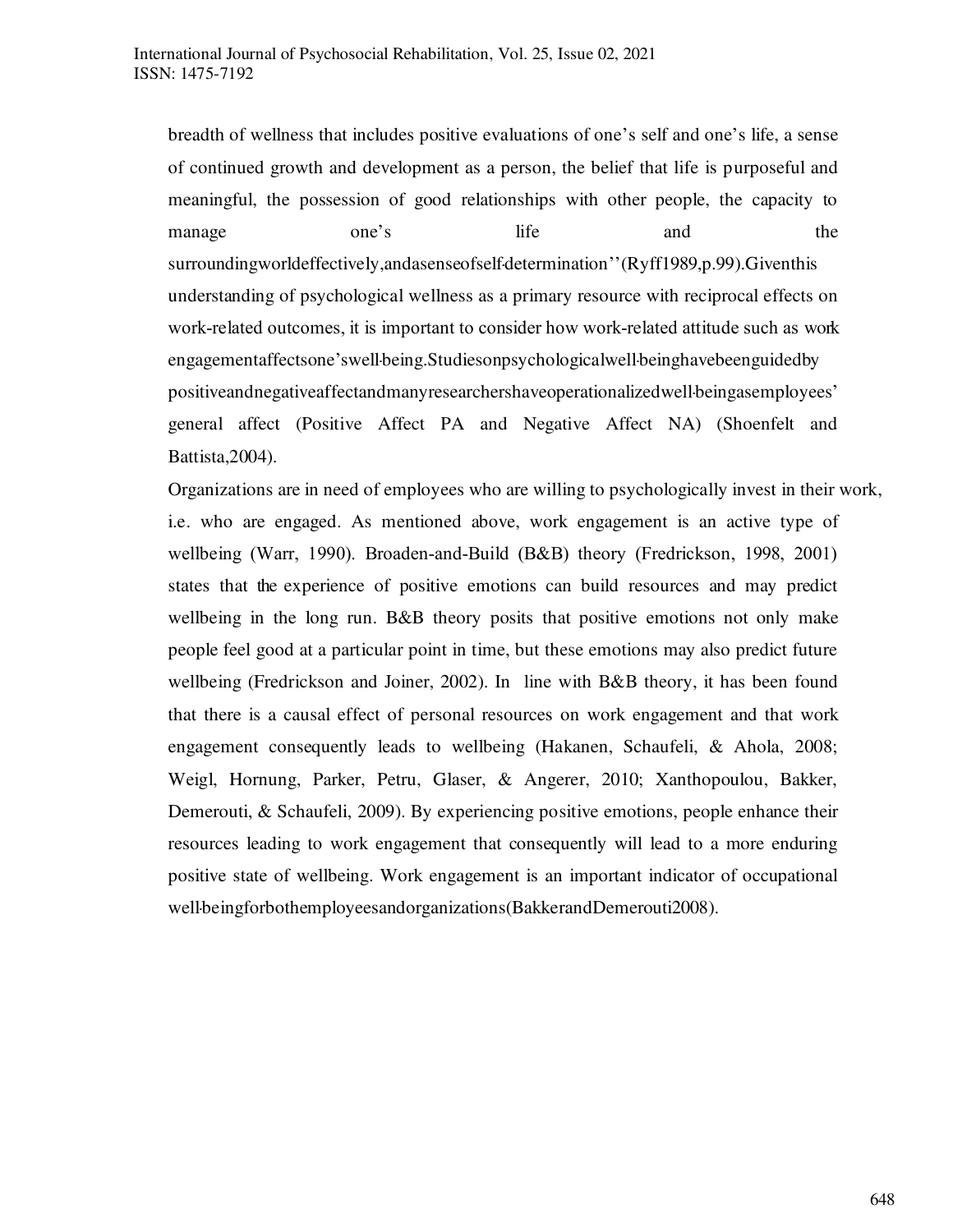breadth of wellness that includes positive evaluations of one's self and one's life, a sense of continued growth and development as a person, the belief that life is purposeful and meaningful, the possession of good relationships with other people, the capacity to manage one's life and the surroundingworldeffectively,andasenseofself-determination''(Ryff1989,p.99).Giventhis understanding of psychological wellness as a primary resource with reciprocal effects on work-related outcomes, it is important to consider how work-related attitude such as work engagementaffectsone'swell-being.Studiesonpsychologicalwell-beinghavebeenguidedby positiveandnegativeaffectandmanyresearchershaveoperationalizedwell-beingasemployees' general affect (Positive Affect PA and Negative Affect NA) (Shoenfelt and Battista,2004).

Organizations are in need of employees who are willing to psychologically invest in their work, i.e. who are engaged. As mentioned above, work engagement is an active type of wellbeing (Warr, 1990). Broaden-and-Build (B&B) theory (Fredrickson, 1998, 2001) states that the experience of positive emotions can build resources and may predict wellbeing in the long run. B&B theory posits that positive emotions not only make people feel good at a particular point in time, but these emotions may also predict future wellbeing (Fredrickson and Joiner, 2002). In line with B&B theory, it has been found that there is a causal effect of personal resources on work engagement and that work engagement consequently leads to wellbeing (Hakanen, Schaufeli, & Ahola, 2008; Weigl, Hornung, Parker, Petru, Glaser, & Angerer, 2010; Xanthopoulou, Bakker, Demerouti, & Schaufeli, 2009). By experiencing positive emotions, people enhance their resources leading to work engagement that consequently will lead to a more enduring positive state of wellbeing. Work engagement is an important indicator of occupational well-beingforbothemployeesandorganizations(BakkerandDemerouti2008).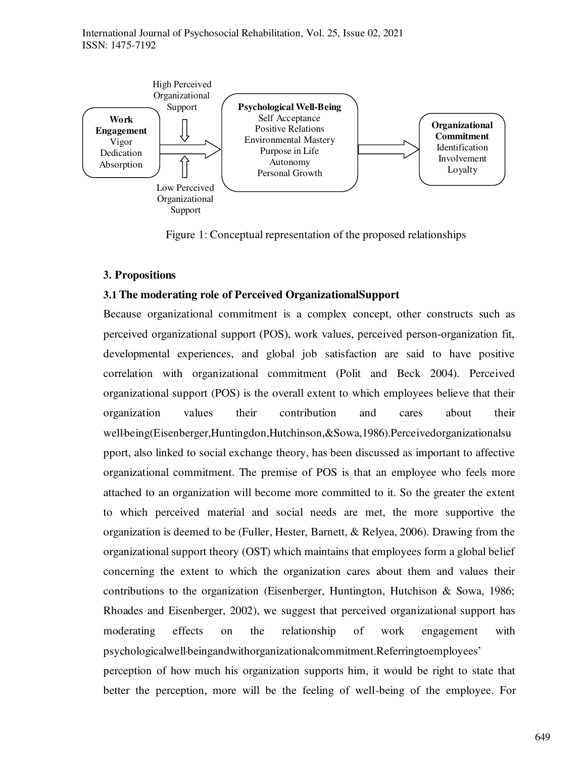Work Engagement
Vigor
Dedication
Absorption

High Perceived Organizational Support

Low Perceived Organizational Support

Psychological Well-Being
Self Acceptance
Positive Relations
Environmental Mastery
Purpose in Life
Autonomy
Personal Growth

Organizational Commitment
Identification
Involvement
Loyalty

Figure 1: Conceptual representation of the proposed relationships

## 3. Propositions

### 3.1 The moderating role of Perceived OrganizationalSupport

Because organizational commitment is a complex concept, other constructs such as perceived organizational support (POS), work values, perceived person-organization fit, developmental experiences, and global job satisfaction are said to have positive correlation with organizational commitment (Polit and Beck 2004). Perceived organizational support (POS) is the overall extent to which employees believe that their organization values their contribution and cares about their well-being(Eisenberger,Huntingdon,Hutchinson,&Sowa,1986).Perceivedorganizationalsupport, also linked to social exchange theory, has been discussed as important to affective organizational commitment. The premise of POS is that an employee who feels more attached to an organization will become more committed to it. So the greater the extent to which perceived material and social needs are met, the more supportive the organization is deemed to be (Fuller, Hester, Barnett, & Relyea, 2006). Drawing from the organizational support theory (OST) which maintains that employees form a global belief concerning the extent to which the organization cares about them and values their contributions to the organization (Eisenberger, Huntington, Hutchison & Sowa, 1986; Rhoades and Eisenberger, 2002), we suggest that perceived organizational support has moderating effects on the relationship of work engagement with psychologicalwell-beingandwithorganizationalcommitment.Referringtoemployees' perception of how much his organization supports him, it would be right to state that better the perception, more will be the feeling of well-being of the employee. For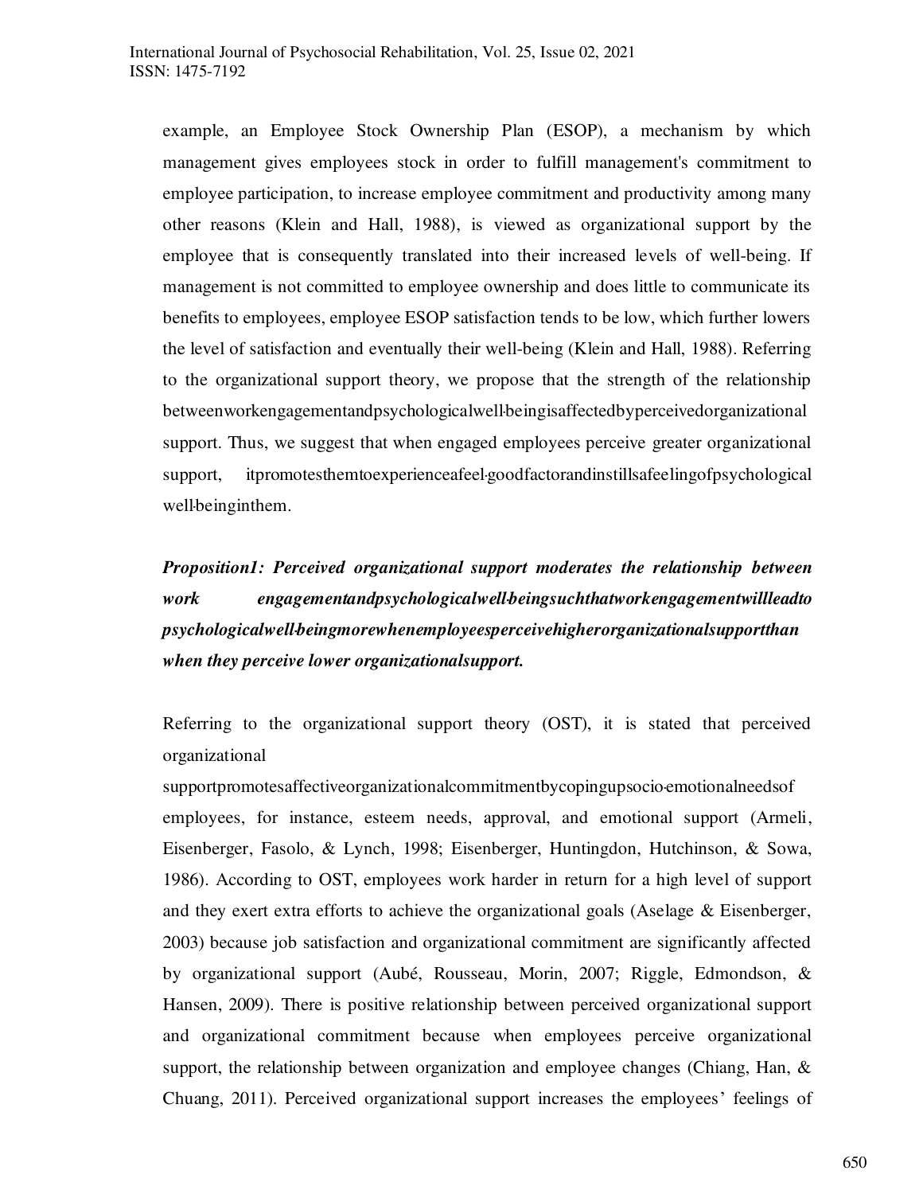example, an Employee Stock Ownership Plan (ESOP), a mechanism by which management gives employees stock in order to fulfill management's commitment to employee participation, to increase employee commitment and productivity among many other reasons (Klein and Hall, 1988), is viewed as organizational support by the employee that is consequently translated into their increased levels of well-being. If management is not committed to employee ownership and does little to communicate its benefits to employees, employee ESOP satisfaction tends to be low, which further lowers the level of satisfaction and eventually their well-being (Klein and Hall, 1988). Referring to the organizational support theory, we propose that the strength of the relationship betweenworkengagementandpsychologicalwell-beingisaffectedbyperceivedorganizational support. Thus, we suggest that when engaged employees perceive greater organizational support, itpromotesthemtoexperienceafeel-goodfactorandinstillsafeelingofpsychological well-beinginthem.

***Proposition1: Perceived organizational support moderates the relationship between work engagementandpsychologicalwell-beingsuchthatworkengagementwillleadto psychologicalwell-beingmorewhenemployeesperceivehigherorganizationalsupportthan when they perceive lower organizationalsupport.***

Referring to the organizational support theory (OST), it is stated that perceived organizational supportpromotesaffectiveorganizationalcommitmentbycopingupsocio-emotionalneedsof employees, for instance, esteem needs, approval, and emotional support (Armeli, Eisenberger, Fasolo, & Lynch, 1998; Eisenberger, Huntingdon, Hutchinson, & Sowa, 1986). According to OST, employees work harder in return for a high level of support and they exert extra efforts to achieve the organizational goals (Aselage & Eisenberger, 2003) because job satisfaction and organizational commitment are significantly affected by organizational support (Aubé, Rousseau, Morin, 2007; Riggle, Edmondson, & Hansen, 2009). There is positive relationship between perceived organizational support and organizational commitment because when employees perceive organizational support, the relationship between organization and employee changes (Chiang, Han, & Chuang, 2011). Perceived organizational support increases the employees' feelings of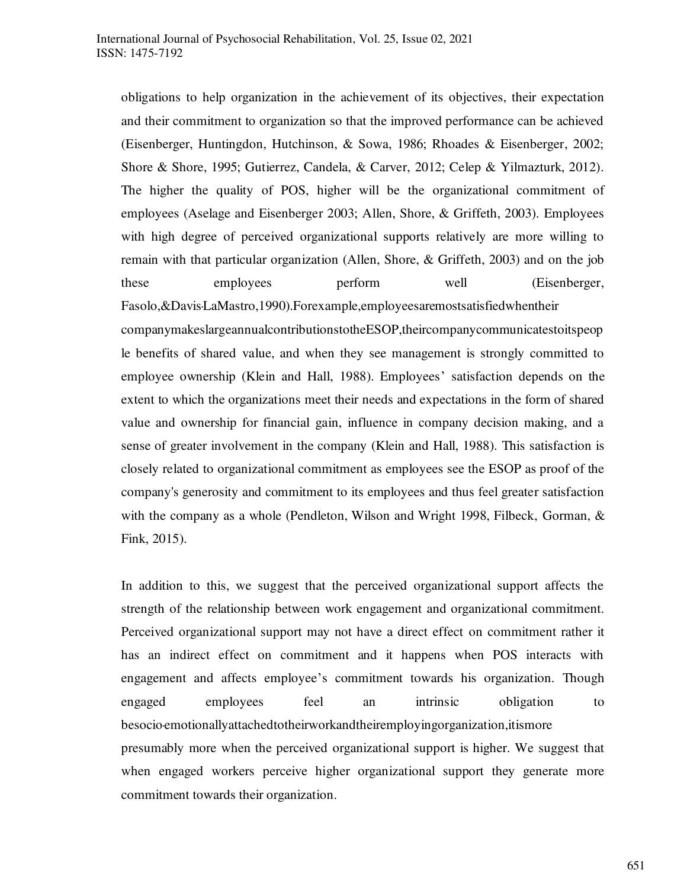obligations to help organization in the achievement of its objectives, their expectation and their commitment to organization so that the improved performance can be achieved (Eisenberger, Huntingdon, Hutchinson, & Sowa, 1986; Rhoades & Eisenberger, 2002; Shore & Shore, 1995; Gutierrez, Candela, & Carver, 2012; Celep & Yilmazturk, 2012). The higher the quality of POS, higher will be the organizational commitment of employees (Aselage and Eisenberger 2003; Allen, Shore, & Griffeth, 2003). Employees with high degree of perceived organizational supports relatively are more willing to remain with that particular organization (Allen, Shore, & Griffeth, 2003) and on the job these employees perform well (Eisenberger, Fasolo,&Davis-LaMastro,1990).Forexample,employeesaremostsatisfiedwhentheir companymakeslargeannualcontributionstotheESOP,theircompanycommunicatestoitspeople benefits of shared value, and when they see management is strongly committed to employee ownership (Klein and Hall, 1988). Employees' satisfaction depends on the extent to which the organizations meet their needs and expectations in the form of shared value and ownership for financial gain, influence in company decision making, and a sense of greater involvement in the company (Klein and Hall, 1988). This satisfaction is closely related to organizational commitment as employees see the ESOP as proof of the company's generosity and commitment to its employees and thus feel greater satisfaction with the company as a whole (Pendleton, Wilson and Wright 1998, Filbeck, Gorman, & Fink, 2015).

In addition to this, we suggest that the perceived organizational support affects the strength of the relationship between work engagement and organizational commitment. Perceived organizational support may not have a direct effect on commitment rather it has an indirect effect on commitment and it happens when POS interacts with engagement and affects employee's commitment towards his organization. Though engaged employees feel an intrinsic obligation to besocio-emotionallyattachedtotheirworkandtheiremployingorganization,itismore presumably more when the perceived organizational support is higher. We suggest that when engaged workers perceive higher organizational support they generate more commitment towards their organization.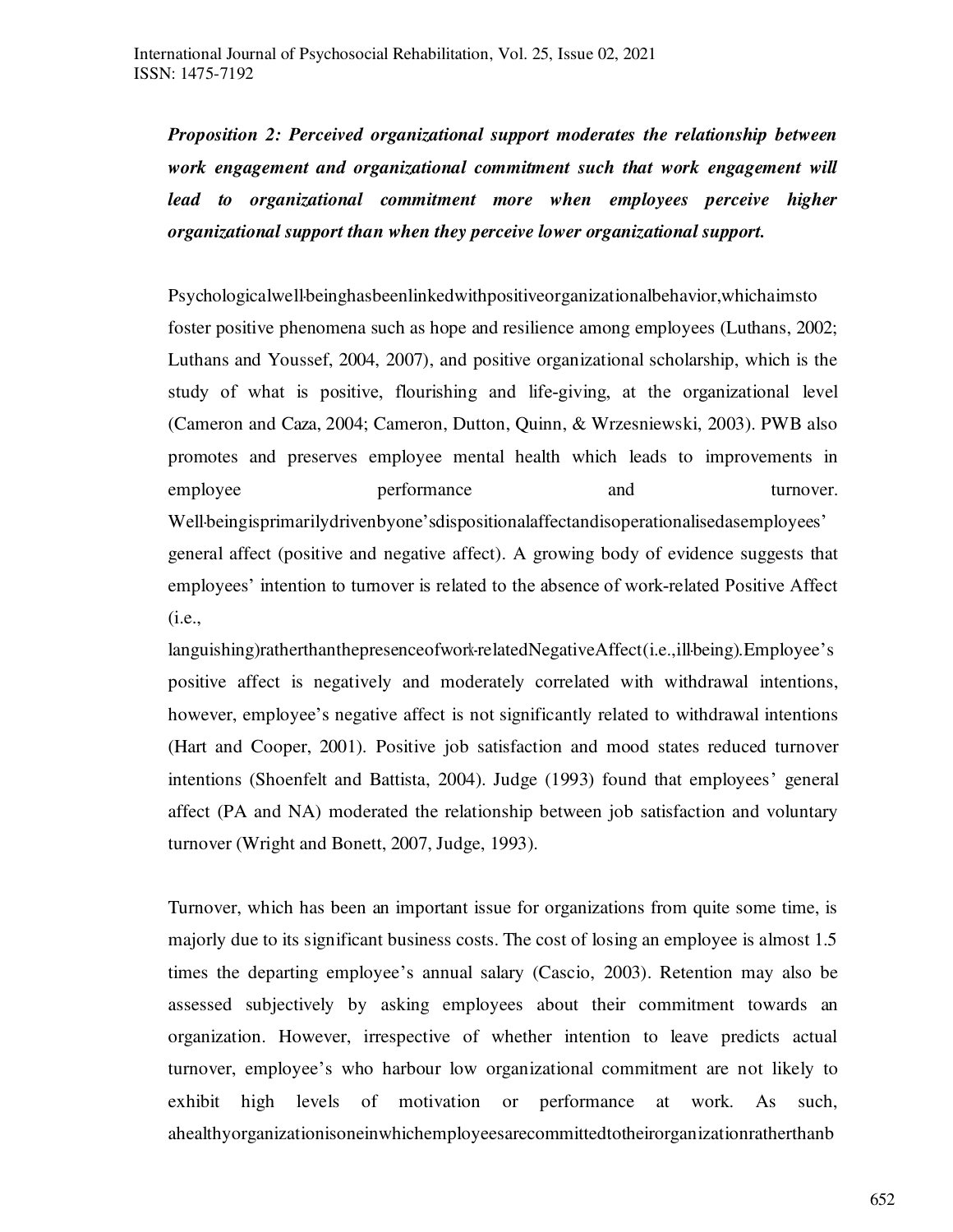***Proposition 2: Perceived organizational support moderates the relationship between work engagement and organizational commitment such that work engagement will lead to organizational commitment more when employees perceive higher organizational support than when they perceive lower organizational support.***

Psychologicalwell-beinghasbeenlinkedwithpositiveorganizationalbehavior,whichaimsto foster positive phenomena such as hope and resilience among employees (Luthans, 2002; Luthans and Youssef, 2004, 2007), and positive organizational scholarship, which is the study of what is positive, flourishing and life-giving, at the organizational level (Cameron and Caza, 2004; Cameron, Dutton, Quinn, & Wrzesniewski, 2003). PWB also promotes and preserves employee mental health which leads to improvements in employee performance and turnover. Well-beingisprimarilydrivenbyone'sdispositionalaffectandisoperationalisedasemployees' general affect (positive and negative affect). A growing body of evidence suggests that employees' intention to turnover is related to the absence of work-related Positive Affect (i.e., languishing)ratherthanthepresenceofwork-relatedNegativeAffect(i.e.,ill-being).Employee's positive affect is negatively and moderately correlated with withdrawal intentions, however, employee's negative affect is not significantly related to withdrawal intentions (Hart and Cooper, 2001). Positive job satisfaction and mood states reduced turnover intentions (Shoenfelt and Battista, 2004). Judge (1993) found that employees' general affect (PA and NA) moderated the relationship between job satisfaction and voluntary turnover (Wright and Bonett, 2007, Judge, 1993).

Turnover, which has been an important issue for organizations from quite some time, is majorly due to its significant business costs. The cost of losing an employee is almost 1.5 times the departing employee's annual salary (Cascio, 2003). Retention may also be assessed subjectively by asking employees about their commitment towards an organization. However, irrespective of whether intention to leave predicts actual turnover, employee's who harbour low organizational commitment are not likely to exhibit high levels of motivation or performance at work. As such, ahealthyorganizationisoneinwhichemployeesarecommittedtotheirorganizationratherthanb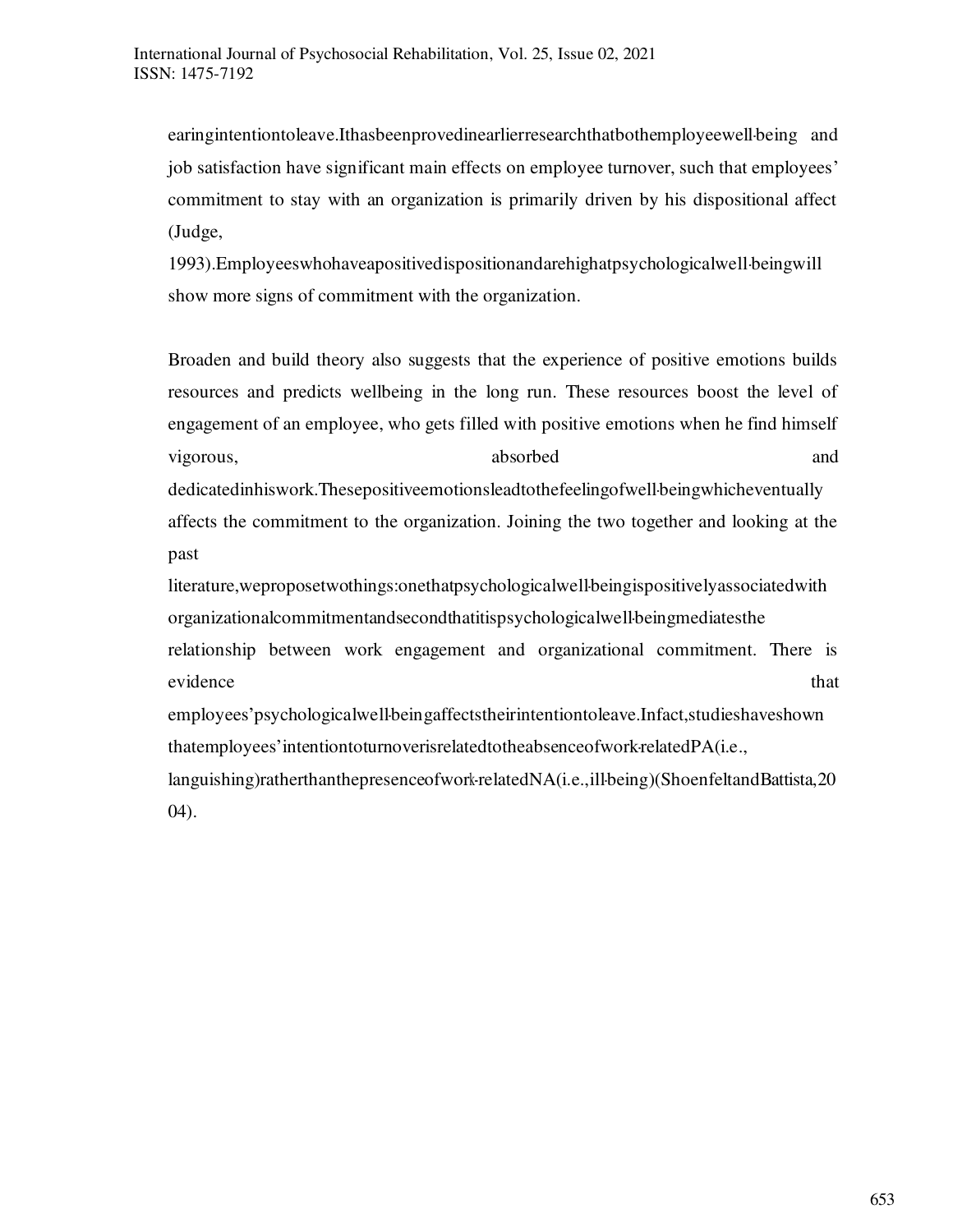earingintentiontoleave.Ithasbeenprovedinearlierresearchthatbothemployeewell-being and job satisfaction have significant main effects on employee turnover, such that employees' commitment to stay with an organization is primarily driven by his dispositional affect (Judge, 1993).Employeeswhohaveapositivedispositionandarehighatpsychologicalwell-beingwill show more signs of commitment with the organization.

Broaden and build theory also suggests that the experience of positive emotions builds resources and predicts wellbeing in the long run. These resources boost the level of engagement of an employee, who gets filled with positive emotions when he find himself vigorous, absorbed and dedicatedinhiswork.Thesepositiveemotionsleadtothefeelingofwell-beingwhicheventually affects the commitment to the organization. Joining the two together and looking at the past literature,weproposetwothings:onethatpsychologicalwell-beingispositivelyassociatedwith organizationalcommitmentandsecondthatitispsychologicalwell-beingmediatesthe relationship between work engagement and organizational commitment. There is evidence that employees'psychologicalwell-beingaffectstheirintentiontoleave.Infact,studieshaveshown thatemployees'intentiontoturnoverisrelatedtotheabsenceofwork-relatedPA(i.e., languishing)ratherthanthepresenceofwork-relatedNA(i.e.,ill-being)(ShoenfeltandBattista,2004).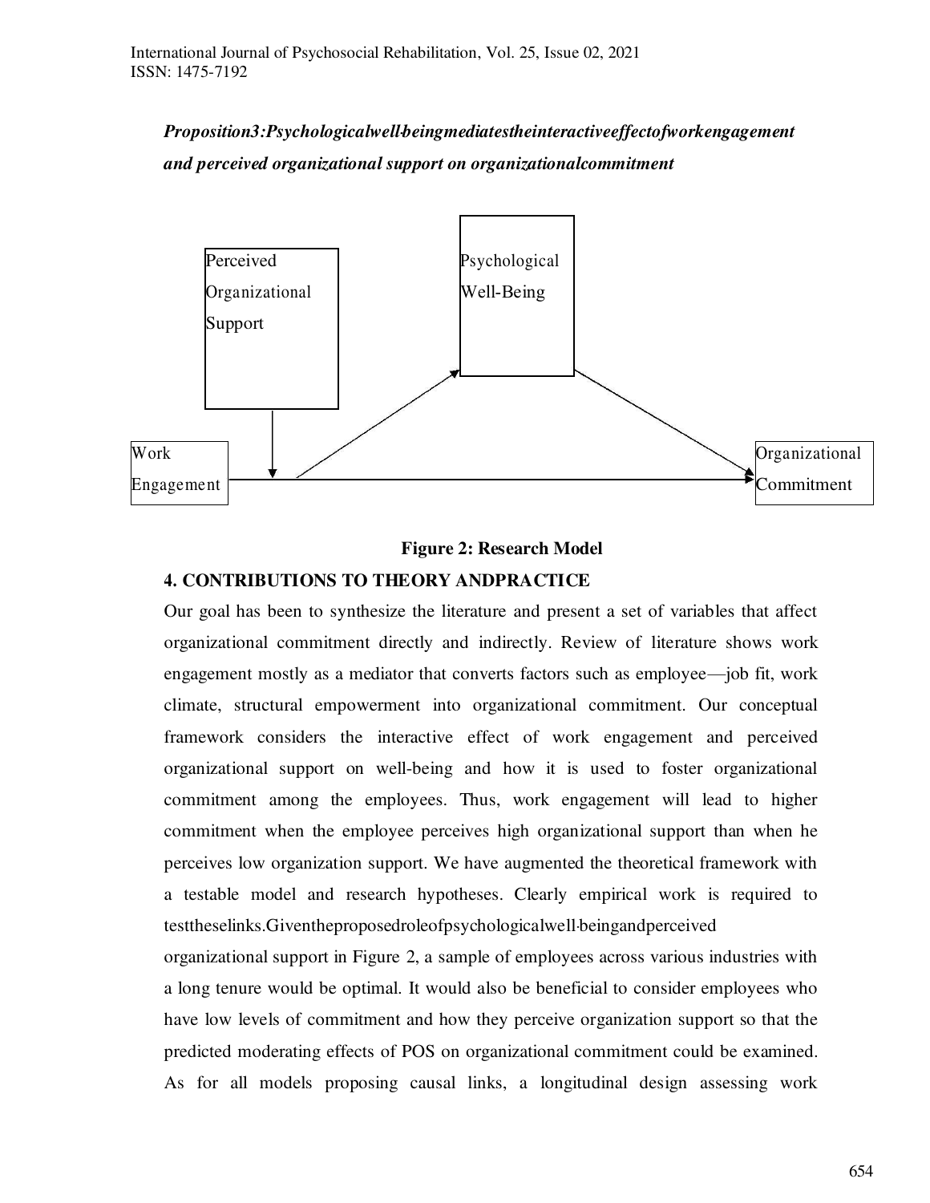***Proposition3:Psychologicalwell-beingmediatestheinteractiveeffectofworkengagement and perceived organizational support on organizationalcommitment***

Perceived Organizational Support

Psychological Well-Being

Work Engagement

Organizational Commitment

**Figure 2: Research Model**

## 4. CONTRIBUTIONS TO THEORY ANDPRACTICE

Our goal has been to synthesize the literature and present a set of variables that affect organizational commitment directly and indirectly. Review of literature shows work engagement mostly as a mediator that converts factors such as employee—job fit, work climate, structural empowerment into organizational commitment. Our conceptual framework considers the interactive effect of work engagement and perceived organizational support on well-being and how it is used to foster organizational commitment among the employees. Thus, work engagement will lead to higher commitment when the employee perceives high organizational support than when he perceives low organization support. We have augmented the theoretical framework with a testable model and research hypotheses. Clearly empirical work is required to testtheselinks.Giventheproposedroleofpsychologicalwell-beingandperceived organizational support in Figure 2, a sample of employees across various industries with a long tenure would be optimal. It would also be beneficial to consider employees who have low levels of commitment and how they perceive organization support so that the predicted moderating effects of POS on organizational commitment could be examined. As for all models proposing causal links, a longitudinal design assessing work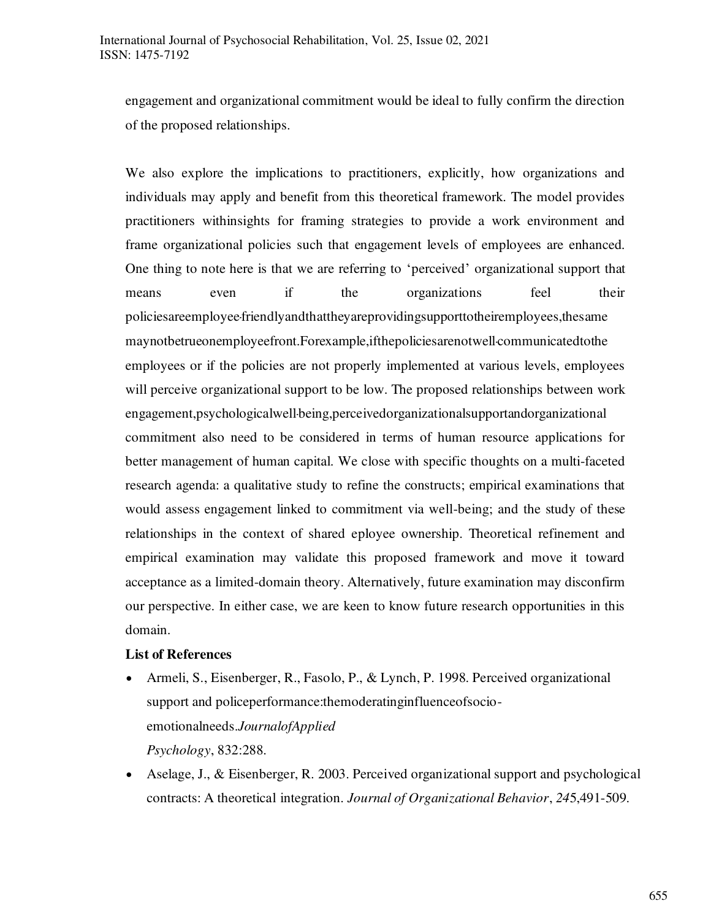engagement and organizational commitment would be ideal to fully confirm the direction of the proposed relationships.

We also explore the implications to practitioners, explicitly, how organizations and individuals may apply and benefit from this theoretical framework. The model provides practitioners withinsights for framing strategies to provide a work environment and frame organizational policies such that engagement levels of employees are enhanced. One thing to note here is that we are referring to 'perceived' organizational support that means even if the organizations feel their policiesareemployee-friendlyandthattheyareprovidingsupporttotheiremployees,thesame maynotbetrueonemployeefront.Forexample,ifthepoliciesarenotwell-communicatedtothe employees or if the policies are not properly implemented at various levels, employees will perceive organizational support to be low. The proposed relationships between work engagement,psychologicalwell-being,perceivedorganizationalsupportandorganizational commitment also need to be considered in terms of human resource applications for better management of human capital. We close with specific thoughts on a multi-faceted research agenda: a qualitative study to refine the constructs; empirical examinations that would assess engagement linked to commitment via well-being; and the study of these relationships in the context of shared eployee ownership. Theoretical refinement and empirical examination may validate this proposed framework and move it toward acceptance as a limited-domain theory. Alternatively, future examination may disconfirm our perspective. In either case, we are keen to know future research opportunities in this domain.

**List of References**

- Armeli, S., Eisenberger, R., Fasolo, P., & Lynch, P. 1998. Perceived organizational support and policeperformance:themoderatinginfluenceofsocio-emotionalneeds.*JournalofApplied Psychology*, 832:288.
- Aselage, J., & Eisenberger, R. 2003. Perceived organizational support and psychological contracts: A theoretical integration. *Journal of Organizational Behavior*, *24*5,491-509.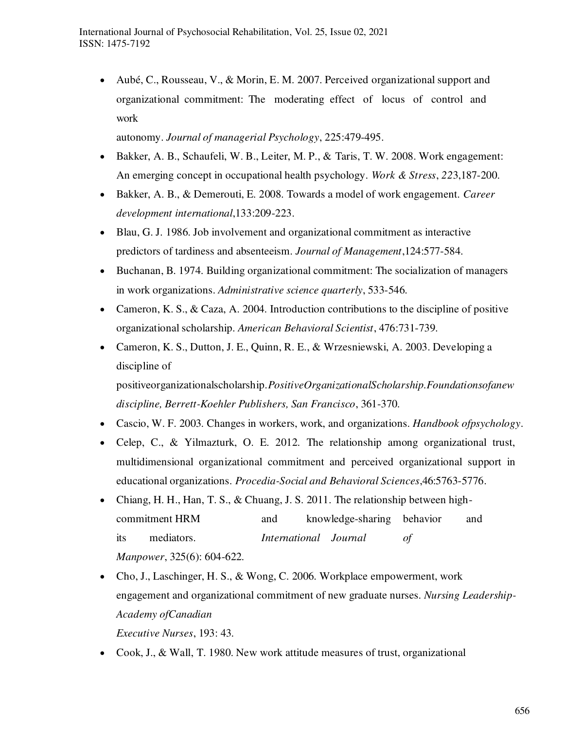- Aubé, C., Rousseau, V., & Morin, E. M. 2007. Perceived organizational support and organizational commitment: The moderating effect of locus of control and work autonomy. *Journal of managerial Psychology*, 225:479-495.
- Bakker, A. B., Schaufeli, W. B., Leiter, M. P., & Taris, T. W. 2008. Work engagement: An emerging concept in occupational health psychology. *Work & Stress*, *22*3,187-200.
- Bakker, A. B., & Demerouti, E. 2008. Towards a model of work engagement. *Career development international*,133:209-223.
- Blau, G. J. 1986. Job involvement and organizational commitment as interactive predictors of tardiness and absenteeism. *Journal of Management*,124:577-584.
- Buchanan, B. 1974. Building organizational commitment: The socialization of managers in work organizations. *Administrative science quarterly*, 533-546.
- Cameron, K. S., & Caza, A. 2004. Introduction contributions to the discipline of positive organizational scholarship. *American Behavioral Scientist*, 476:731-739.
- Cameron, K. S., Dutton, J. E., Quinn, R. E., & Wrzesniewski, A. 2003. Developing a discipline of positiveorganizationalscholarship.*PositiveOrganizationalScholarship.Foundationsofanew discipline, Berrett-Koehler Publishers, San Francisco*, 361-370.
- Cascio, W. F. 2003. Changes in workers, work, and organizations. *Handbook ofpsychology*.
- Celep, C., & Yilmazturk, O. E. 2012. The relationship among organizational trust, multidimensional organizational commitment and perceived organizational support in educational organizations. *Procedia-Social and Behavioral Sciences*,46:5763-5776.
- Chiang, H. H., Han, T. S., & Chuang, J. S. 2011. The relationship between high-commitment HRM and knowledge-sharing behavior and its mediators. *International Journal of Manpower*, 325(6): 604-622.
- Cho, J., Laschinger, H. S., & Wong, C. 2006. Workplace empowerment, work engagement and organizational commitment of new graduate nurses. *Nursing Leadership-Academy ofCanadian Executive Nurses*, 193: 43.
- Cook, J., & Wall, T. 1980. New work attitude measures of trust, organizational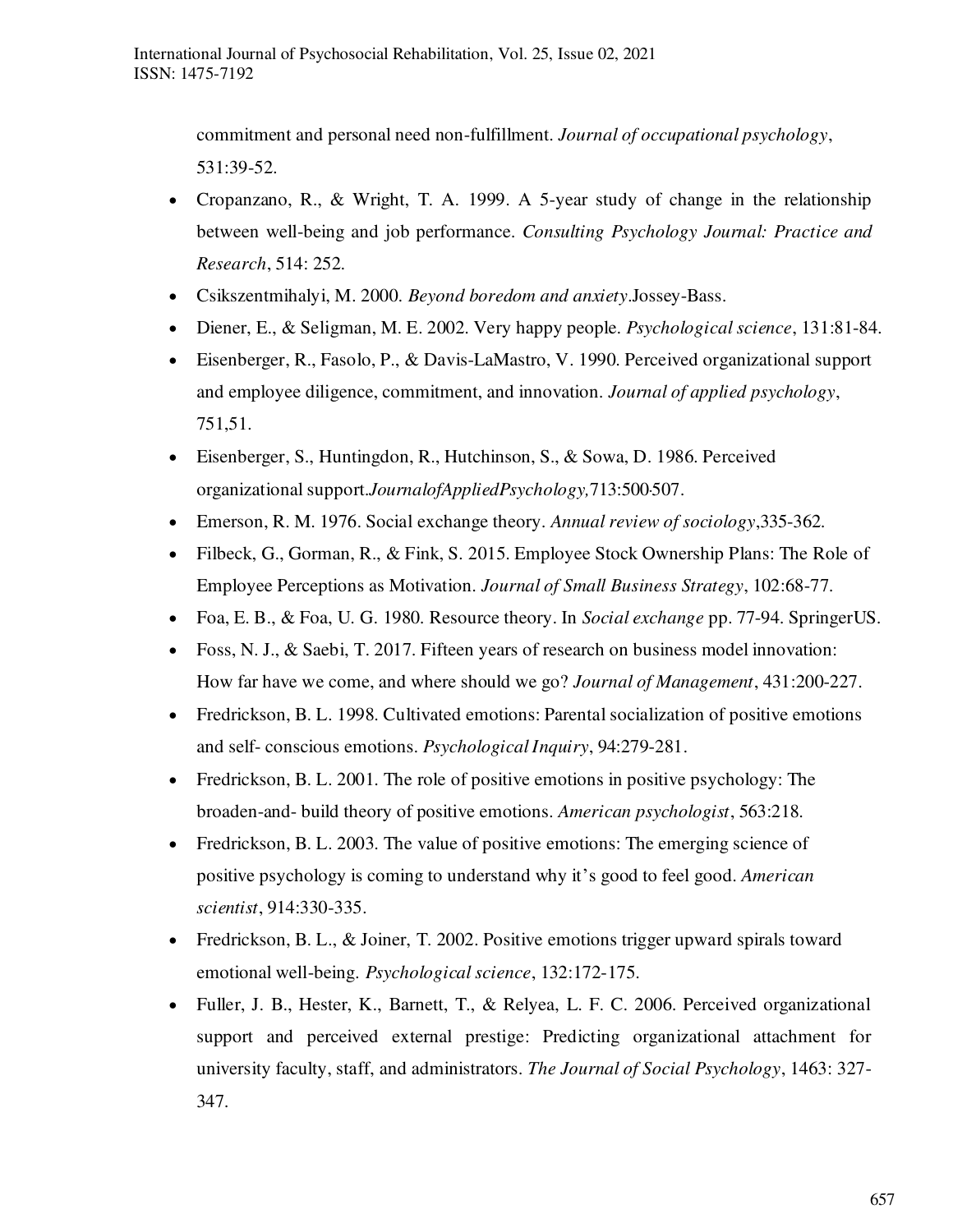commitment and personal need non-fulfillment. *Journal of occupational psychology*, 531:39-52.

- Cropanzano, R., & Wright, T. A. 1999. A 5-year study of change in the relationship between well-being and job performance. *Consulting Psychology Journal: Practice and Research*, 514: 252.
- Csikszentmihalyi, M. 2000. *Beyond boredom and anxiety*.Jossey-Bass.
- Diener, E., & Seligman, M. E. 2002. Very happy people. *Psychological science*, 131:81-84.
- Eisenberger, R., Fasolo, P., & Davis-LaMastro, V. 1990. Perceived organizational support and employee diligence, commitment, and innovation. *Journal of applied psychology*, 751,51.
- Eisenberger, S., Huntingdon, R., Hutchinson, S., & Sowa, D. 1986. Perceived organizational support.*JournalofAppliedPsychology,*713:500-507.
- Emerson, R. M. 1976. Social exchange theory. *Annual review of sociology*,335-362.
- Filbeck, G., Gorman, R., & Fink, S. 2015. Employee Stock Ownership Plans: The Role of Employee Perceptions as Motivation. *Journal of Small Business Strategy*, 102:68-77.
- Foa, E. B., & Foa, U. G. 1980. Resource theory. In *Social exchange* pp. 77-94. SpringerUS.
- Foss, N. J., & Saebi, T. 2017. Fifteen years of research on business model innovation: How far have we come, and where should we go? *Journal of Management*, 431:200-227.
- Fredrickson, B. L. 1998. Cultivated emotions: Parental socialization of positive emotions and self- conscious emotions. *Psychological Inquiry*, 94:279-281.
- Fredrickson, B. L. 2001. The role of positive emotions in positive psychology: The broaden-and- build theory of positive emotions. *American psychologist*, 563:218.
- Fredrickson, B. L. 2003. The value of positive emotions: The emerging science of positive psychology is coming to understand why it's good to feel good. *American scientist*, 914:330-335.
- Fredrickson, B. L., & Joiner, T. 2002. Positive emotions trigger upward spirals toward emotional well-being. *Psychological science*, 132:172-175.
- Fuller, J. B., Hester, K., Barnett, T., & Relyea, L. F. C. 2006. Perceived organizational support and perceived external prestige: Predicting organizational attachment for university faculty, staff, and administrators. *The Journal of Social Psychology*, 1463: 327-347.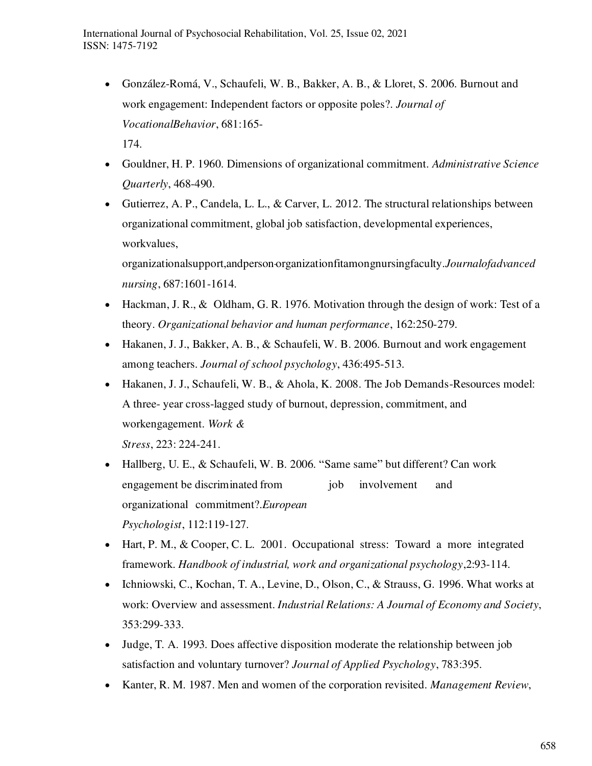- González-Romá, V., Schaufeli, W. B., Bakker, A. B., & Lloret, S. 2006. Burnout and work engagement: Independent factors or opposite poles?. *Journal of VocationalBehavior*, 681:165-174.
- Gouldner, H. P. 1960. Dimensions of organizational commitment. *Administrative Science Quarterly*, 468-490.
- Gutierrez, A. P., Candela, L. L., & Carver, L. 2012. The structural relationships between organizational commitment, global job satisfaction, developmental experiences, workvalues, organizationalsupport,andperson‐organizationfitamongnursingfaculty.*Journalofadvanced nursing*, 687:1601-1614.
- Hackman, J. R., & Oldham, G. R. 1976. Motivation through the design of work: Test of a theory. *Organizational behavior and human performance*, 162:250-279.
- Hakanen, J. J., Bakker, A. B., & Schaufeli, W. B. 2006. Burnout and work engagement among teachers. *Journal of school psychology*, 436:495-513.
- Hakanen, J. J., Schaufeli, W. B., & Ahola, K. 2008. The Job Demands-Resources model: A three- year cross-lagged study of burnout, depression, commitment, and workengagement. *Work & Stress*, 223: 224-241.
- Hallberg, U. E., & Schaufeli, W. B. 2006. "Same same" but different? Can work engagement be discriminated from job involvement and organizational commitment?.*European Psychologist*, 112:119-127.
- Hart, P. M., & Cooper, C. L. 2001. Occupational stress: Toward a more integrated framework. *Handbook of industrial, work and organizational psychology*,2:93-114.
- Ichniowski, C., Kochan, T. A., Levine, D., Olson, C., & Strauss, G. 1996. What works at work: Overview and assessment. *Industrial Relations: A Journal of Economy and Society*, 353:299-333.
- Judge, T. A. 1993. Does affective disposition moderate the relationship between job satisfaction and voluntary turnover? *Journal of Applied Psychology*, 783:395.
- Kanter, R. M. 1987. Men and women of the corporation revisited. *Management Review*,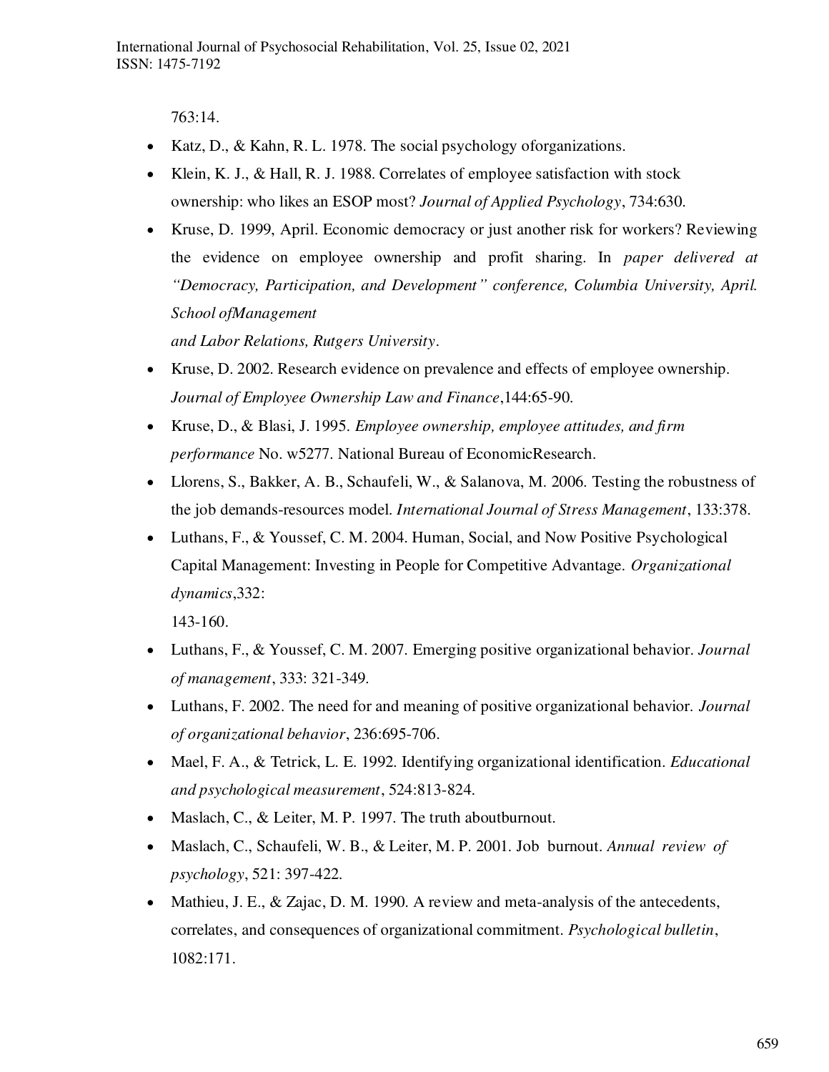763:14.

- Katz, D., & Kahn, R. L. 1978. The social psychology oforganizations.
- Klein, K. J., & Hall, R. J. 1988. Correlates of employee satisfaction with stock ownership: who likes an ESOP most? *Journal of Applied Psychology*, 734:630.
- Kruse, D. 1999, April. Economic democracy or just another risk for workers? Reviewing the evidence on employee ownership and profit sharing. In *paper delivered at "Democracy, Participation, and Development" conference, Columbia University, April. School ofManagement and Labor Relations, Rutgers University*.
- Kruse, D. 2002. Research evidence on prevalence and effects of employee ownership. *Journal of Employee Ownership Law and Finance*,144:65-90.
- Kruse, D., & Blasi, J. 1995. *Employee ownership, employee attitudes, and firm performance* No. w5277. National Bureau of EconomicResearch.
- Llorens, S., Bakker, A. B., Schaufeli, W., & Salanova, M. 2006. Testing the robustness of the job demands-resources model. *International Journal of Stress Management*, 133:378.
- Luthans, F., & Youssef, C. M. 2004. Human, Social, and Now Positive Psychological Capital Management: Investing in People for Competitive Advantage. *Organizational dynamics*,332: 143-160.
- Luthans, F., & Youssef, C. M. 2007. Emerging positive organizational behavior. *Journal of management*, 333: 321-349.
- Luthans, F. 2002. The need for and meaning of positive organizational behavior. *Journal of organizational behavior*, 236:695-706.
- Mael, F. A., & Tetrick, L. E. 1992. Identifying organizational identification. *Educational and psychological measurement*, 524:813-824.
- Maslach, C., & Leiter, M. P. 1997. The truth aboutburnout.
- Maslach, C., Schaufeli, W. B., & Leiter, M. P. 2001. Job burnout. *Annual review of psychology*, 521: 397-422.
- Mathieu, J. E., & Zajac, D. M. 1990. A review and meta-analysis of the antecedents, correlates, and consequences of organizational commitment. *Psychological bulletin*, 1082:171.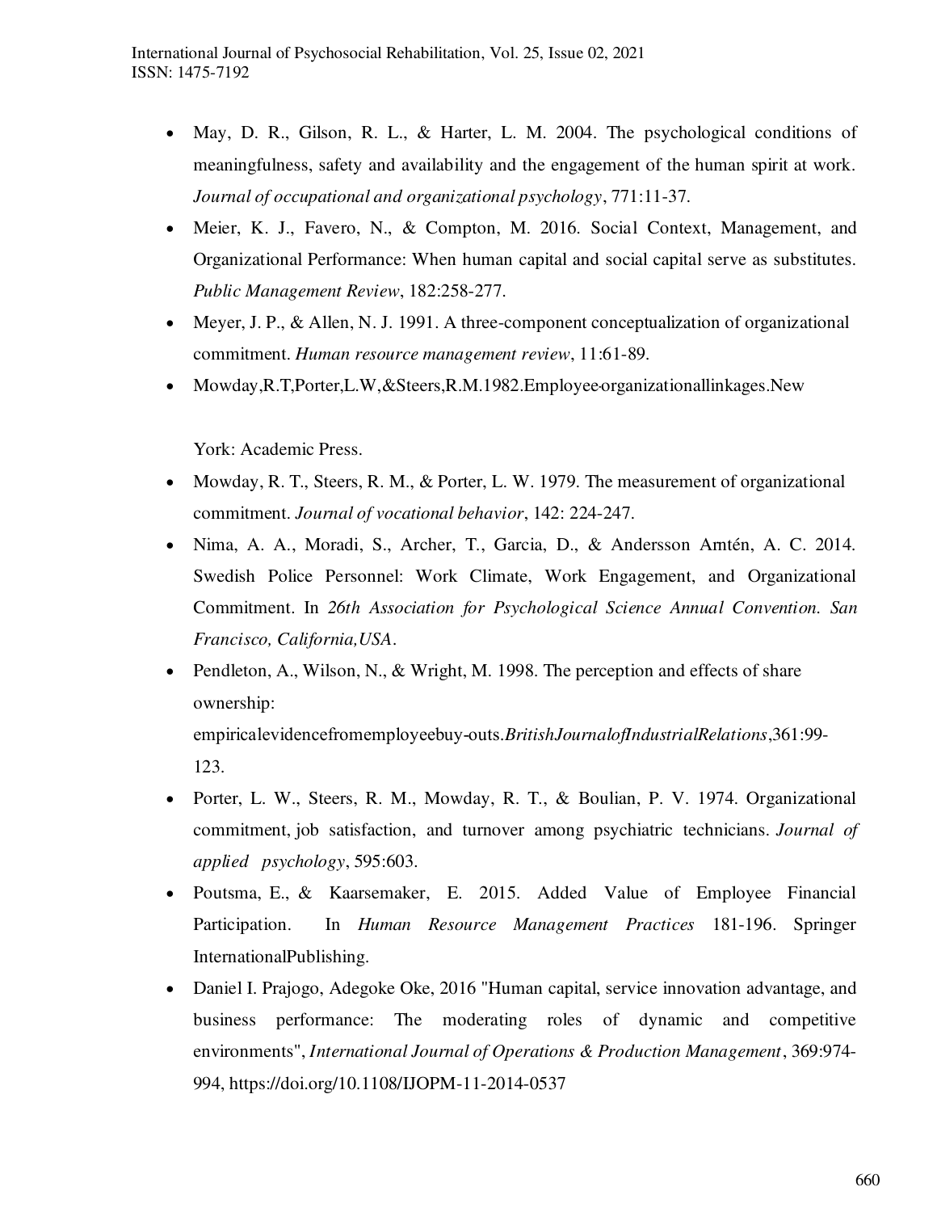- May, D. R., Gilson, R. L., & Harter, L. M. 2004. The psychological conditions of meaningfulness, safety and availability and the engagement of the human spirit at work. *Journal of occupational and organizational psychology*, 771:11-37.
- Meier, K. J., Favero, N., & Compton, M. 2016. Social Context, Management, and Organizational Performance: When human capital and social capital serve as substitutes. *Public Management Review*, 182:258-277.
- Meyer, J. P., & Allen, N. J. 1991. A three-component conceptualization of organizational commitment. *Human resource management review*, 11:61-89.
- Mowday,R.T,Porter,L.W,&Steers,R.M.1982.Employee-organizationallinkages.New

  York: Academic Press.
- Mowday, R. T., Steers, R. M., & Porter, L. W. 1979. The measurement of organizational commitment. *Journal of vocational behavior*, 142: 224-247.
- Nima, A. A., Moradi, S., Archer, T., Garcia, D., & Andersson Arntén, A. C. 2014. Swedish Police Personnel: Work Climate, Work Engagement, and Organizational Commitment. In *26th Association for Psychological Science Annual Convention. San Francisco, California,USA*.
- Pendleton, A., Wilson, N., & Wright, M. 1998. The perception and effects of share ownership: empiricalevidencefromemployeebuy-outs.*BritishJournalofIndustrialRelations*,361:99-123.
- Porter, L. W., Steers, R. M., Mowday, R. T., & Boulian, P. V. 1974. Organizational commitment, job satisfaction, and turnover among psychiatric technicians. *Journal of applied psychology*, 595:603.
- Poutsma, E., & Kaarsemaker, E. 2015. Added Value of Employee Financial Participation. In *Human Resource Management Practices* 181-196. Springer InternationalPublishing.
- Daniel I. Prajogo, Adegoke Oke, 2016 "Human capital, service innovation advantage, and business performance: The moderating roles of dynamic and competitive environments", *International Journal of Operations & Production Management*, 369:974-994, https://doi.org/10.1108/IJOPM-11-2014-0537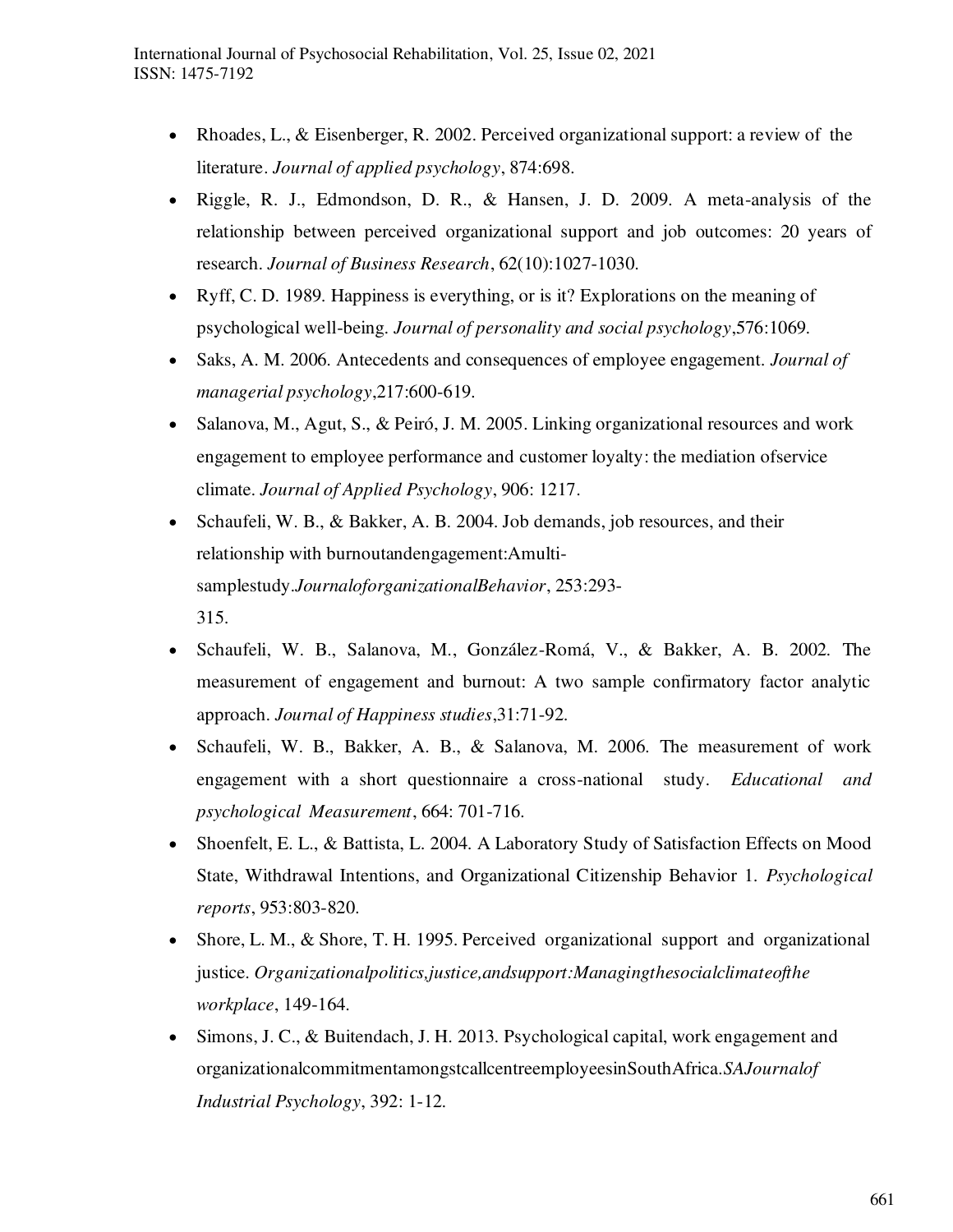- Rhoades, L., & Eisenberger, R. 2002. Perceived organizational support: a review of the literature. *Journal of applied psychology*, 874:698.
- Riggle, R. J., Edmondson, D. R., & Hansen, J. D. 2009. A meta-analysis of the relationship between perceived organizational support and job outcomes: 20 years of research. *Journal of Business Research*, 62(10):1027-1030.
- Ryff, C. D. 1989. Happiness is everything, or is it? Explorations on the meaning of psychological well-being. *Journal of personality and social psychology*,576:1069.
- Saks, A. M. 2006. Antecedents and consequences of employee engagement. *Journal of managerial psychology*,217:600-619.
- Salanova, M., Agut, S., & Peiró, J. M. 2005. Linking organizational resources and work engagement to employee performance and customer loyalty: the mediation ofservice climate. *Journal of Applied Psychology*, 906: 1217.
- Schaufeli, W. B., & Bakker, A. B. 2004. Job demands, job resources, and their relationship with burnoutandengagement:Amulti-samplestudy.*JournaloforganizationalBehavior*, 253:293-315.
- Schaufeli, W. B., Salanova, M., González-Romá, V., & Bakker, A. B. 2002. The measurement of engagement and burnout: A two sample confirmatory factor analytic approach. *Journal of Happiness studies*,31:71-92.
- Schaufeli, W. B., Bakker, A. B., & Salanova, M. 2006. The measurement of work engagement with a short questionnaire a cross-national study. *Educational and psychological Measurement*, 664: 701-716.
- Shoenfelt, E. L., & Battista, L. 2004. A Laboratory Study of Satisfaction Effects on Mood State, Withdrawal Intentions, and Organizational Citizenship Behavior 1. *Psychological reports*, 953:803-820.
- Shore, L. M., & Shore, T. H. 1995. Perceived organizational support and organizational justice. *Organizationalpolitics,justice,andsupport:Managingthesocialclimateofthe workplace*, 149-164.
- Simons, J. C., & Buitendach, J. H. 2013. Psychological capital, work engagement and organizationalcommitmentamongstcallcentreemployeesinSouthAfrica.*SAJournalof Industrial Psychology*, 392: 1-12.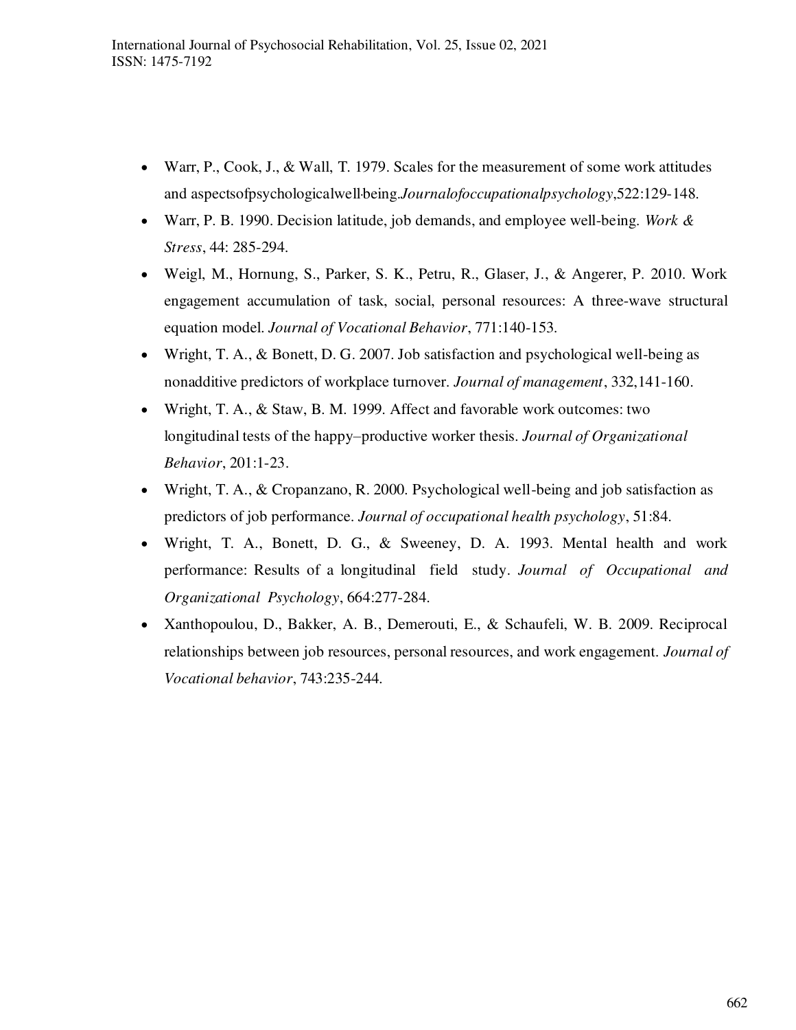- Warr, P., Cook, J., & Wall, T. 1979. Scales for the measurement of some work attitudes and aspectsofpsychologicalwell-being.*Journalofoccupationalpsychology*,522:129-148.
- Warr, P. B. 1990. Decision latitude, job demands, and employee well-being. *Work & Stress*, 44: 285-294.
- Weigl, M., Hornung, S., Parker, S. K., Petru, R., Glaser, J., & Angerer, P. 2010. Work engagement accumulation of task, social, personal resources: A three-wave structural equation model. *Journal of Vocational Behavior*, 771:140-153.
- Wright, T. A., & Bonett, D. G. 2007. Job satisfaction and psychological well-being as nonadditive predictors of workplace turnover. *Journal of management*, 332,141-160.
- Wright, T. A., & Staw, B. M. 1999. Affect and favorable work outcomes: two longitudinal tests of the happy–productive worker thesis. *Journal of Organizational Behavior*, 201:1-23.
- Wright, T. A., & Cropanzano, R. 2000. Psychological well-being and job satisfaction as predictors of job performance. *Journal of occupational health psychology*, 51:84.
- Wright, T. A., Bonett, D. G., & Sweeney, D. A. 1993. Mental health and work performance: Results of a longitudinal field study. *Journal of Occupational and Organizational Psychology*, 664:277-284.
- Xanthopoulou, D., Bakker, A. B., Demerouti, E., & Schaufeli, W. B. 2009. Reciprocal relationships between job resources, personal resources, and work engagement. *Journal of Vocational behavior*, 743:235-244.